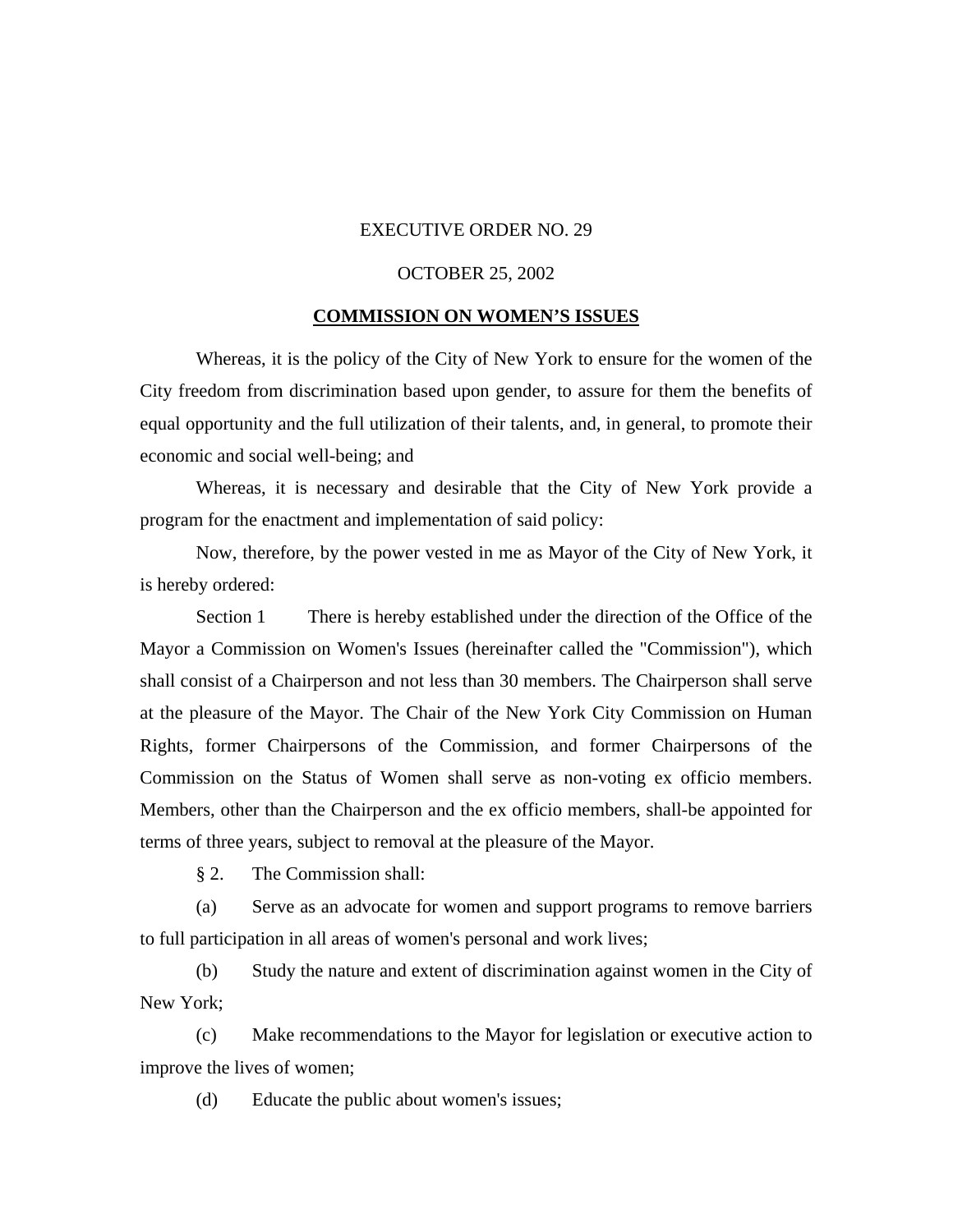EXECUTIVE ORDER NO. 29

OCTOBER 25, 2002

**COMMISSION ON WOMEN'S ISSUES**

Whereas, it is the policy of the City of New York to ensure for the women of the City freedom from discrimination based upon gender, to assure for them the benefits of equal opportunity and the full utilization of their talents, and, in general, to promote their economic and social well-being; and

Whereas, it is necessary and desirable that the City of New York provide a program for the enactment and implementation of said policy:

Now, therefore, by the power vested in me as Mayor of the City of New York, it is hereby ordered:

Section 1 There is hereby established under the direction of the Office of the Mayor a Commission on Women's Issues (hereinafter called the "Commission"), which shall consist of a Chairperson and not less than 30 members. The Chairperson shall serve at the pleasure of the Mayor. The Chair of the New York City Commission on Human Rights, former Chairpersons of the Commission, and former Chairpersons of the Commission on the Status of Women shall serve as non-voting ex officio members. Members, other than the Chairperson and the ex officio members, shall-be appointed for terms of three years, subject to removal at the pleasure of the Mayor.

§ 2. The Commission shall:

(a) Serve as an advocate for women and support programs to remove barriers to full participation in all areas of women's personal and work lives;

(b) Study the nature and extent of discrimination against women in the City of New York;

(c) Make recommendations to the Mayor for legislation or executive action to improve the lives of women;

(d) Educate the public about women's issues;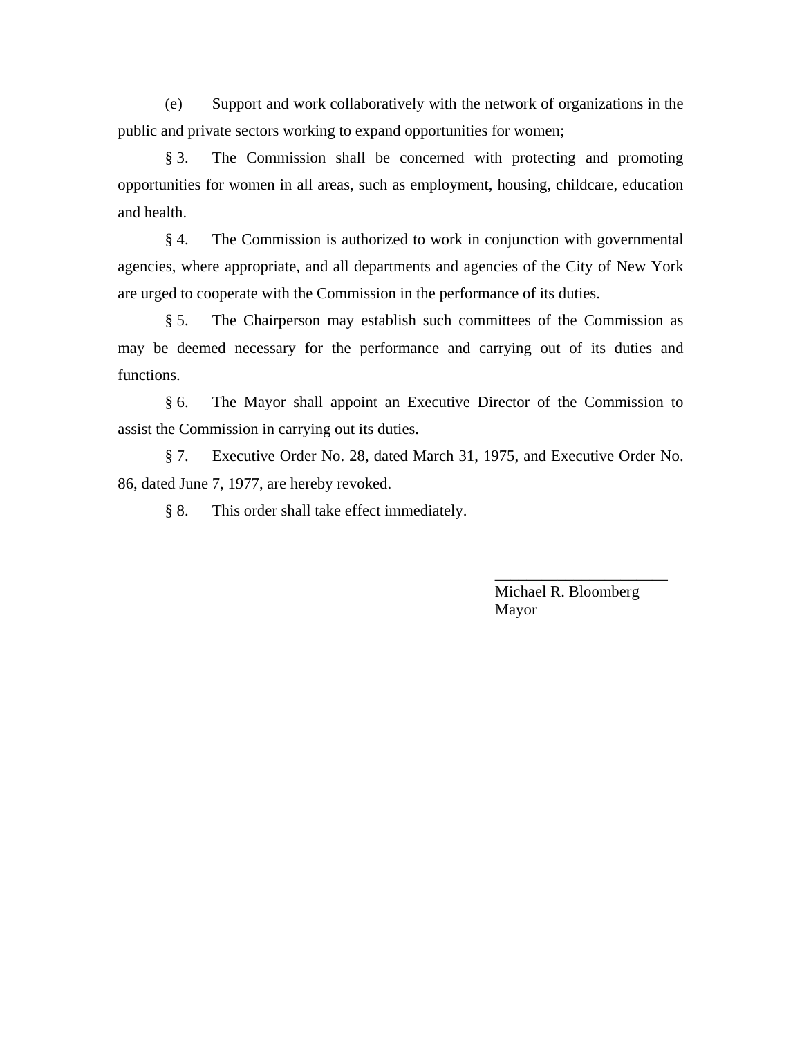(e) Support and work collaboratively with the network of organizations in the public and private sectors working to expand opportunities for women;

§ 3. The Commission shall be concerned with protecting and promoting opportunities for women in all areas, such as employment, housing, childcare, education and health.

§ 4. The Commission is authorized to work in conjunction with governmental agencies, where appropriate, and all departments and agencies of the City of New York are urged to cooperate with the Commission in the performance of its duties.

§ 5. The Chairperson may establish such committees of the Commission as may be deemed necessary for the performance and carrying out of its duties and functions.

§ 6. The Mayor shall appoint an Executive Director of the Commission to assist the Commission in carrying out its duties.

§ 7. Executive Order No. 28, dated March 31, 1975, and Executive Order No. 86, dated June 7, 1977, are hereby revoked.

§ 8. This order shall take effect immediately.

\_\_\_\_\_\_\_\_\_\_\_\_\_\_\_\_\_\_\_\_\_\_

Michael R. Bloomberg
Mayor